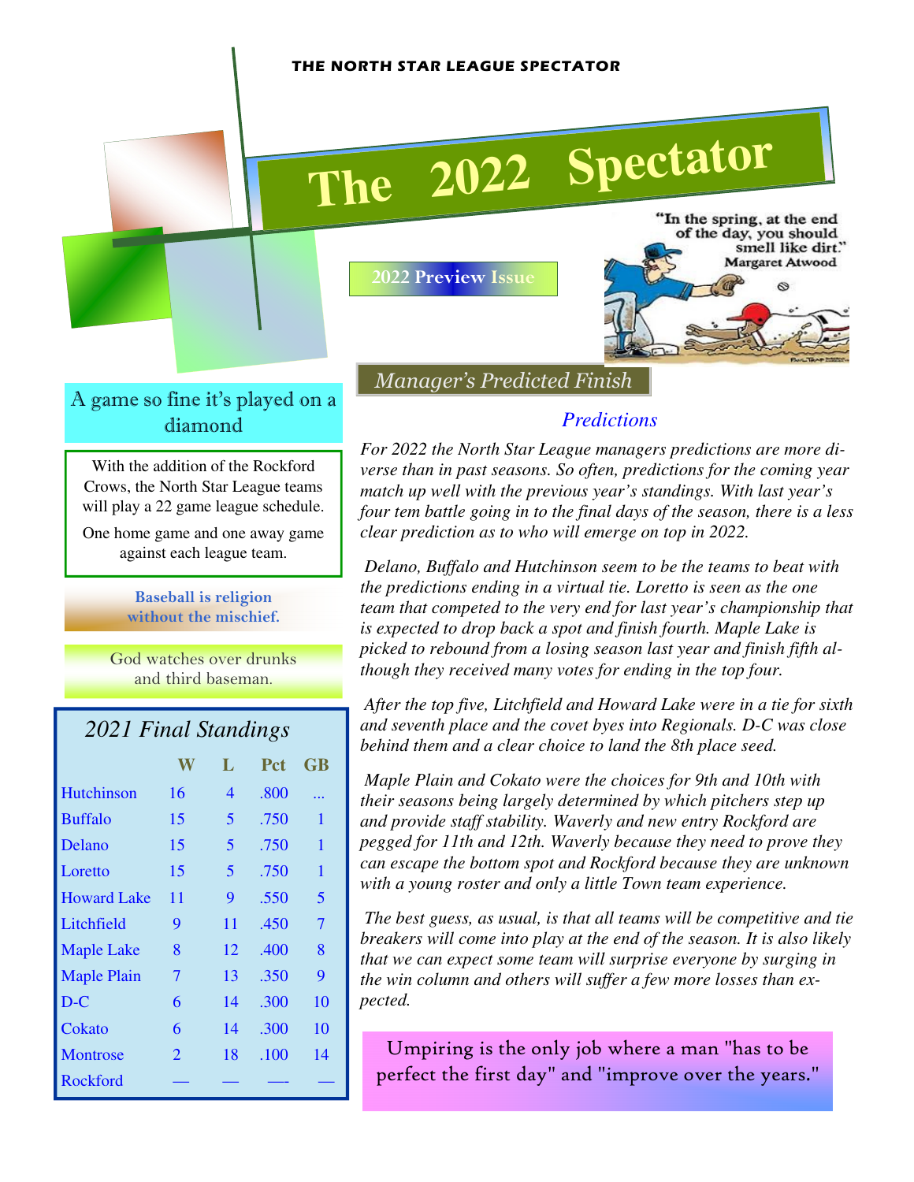THE NORTH STAR LEAGUE SPECTATOR

# The 2022 Spectator

**2022 Preview Issue**

"In the spring, at the end of the day, you should smell like dirt." Margaret Atwood

A game so fine it's played on a diamond

With the addition of the Rockford Crows, the North Star League teams will play a 22 game league schedule.

One home game and one away game against each league team.

**Baseball is religion without the mischief.**

God watches over drunks and third baseman.

## *2021 Final Standings*

| | W | L | Pct | GB |
|---|---|---|---|---|
| Hutchinson | 16 | 4 | .800 | ... |
| Buffalo | 15 | 5 | .750 | 1 |
| Delano | 15 | 5 | .750 | 1 |
| Loretto | 15 | 5 | .750 | 1 |
| Howard Lake | 11 | 9 | .550 | 5 |
| Litchfield | 9 | 11 | .450 | 7 |
| Maple Lake | 8 | 12 | .400 | 8 |
| Maple Plain | 7 | 13 | .350 | 9 |
| D-C | 6 | 14 | .300 | 10 |
| Cokato | 6 | 14 | .300 | 10 |
| Montrose | 2 | 18 | .100 | 14 |
| Rockford | — | — | —- | — |

## *Manager's Predicted Finish*

### *Predictions*

*For 2022 the North Star League managers predictions are more diverse than in past seasons. So often, predictions for the coming year match up well with the previous year's standings. With last year's four tem battle going in to the final days of the season, there is a less clear prediction as to who will emerge on top in 2022.*

*Delano, Buffalo and Hutchinson seem to be the teams to beat with the predictions ending in a virtual tie. Loretto is seen as the one team that competed to the very end for last year's championship that is expected to drop back a spot and finish fourth. Maple Lake is picked to rebound from a losing season last year and finish fifth although they received many votes for ending in the top four.*

*After the top five, Litchfield and Howard Lake were in a tie for sixth and seventh place and the covet byes into Regionals. D-C was close behind them and a clear choice to land the 8th place seed.*

*Maple Plain and Cokato were the choices for 9th and 10th with their seasons being largely determined by which pitchers step up and provide staff stability. Waverly and new entry Rockford are pegged for 11th and 12th. Waverly because they need to prove they can escape the bottom spot and Rockford because they are unknown with a young roster and only a little Town team experience.*

*The best guess, as usual, is that all teams will be competitive and tie breakers will come into play at the end of the season. It is also likely that we can expect some team will surprise everyone by surging in the win column and others will suffer a few more losses than expected.*

Umpiring is the only job where a man "has to be perfect the first day" and "improve over the years."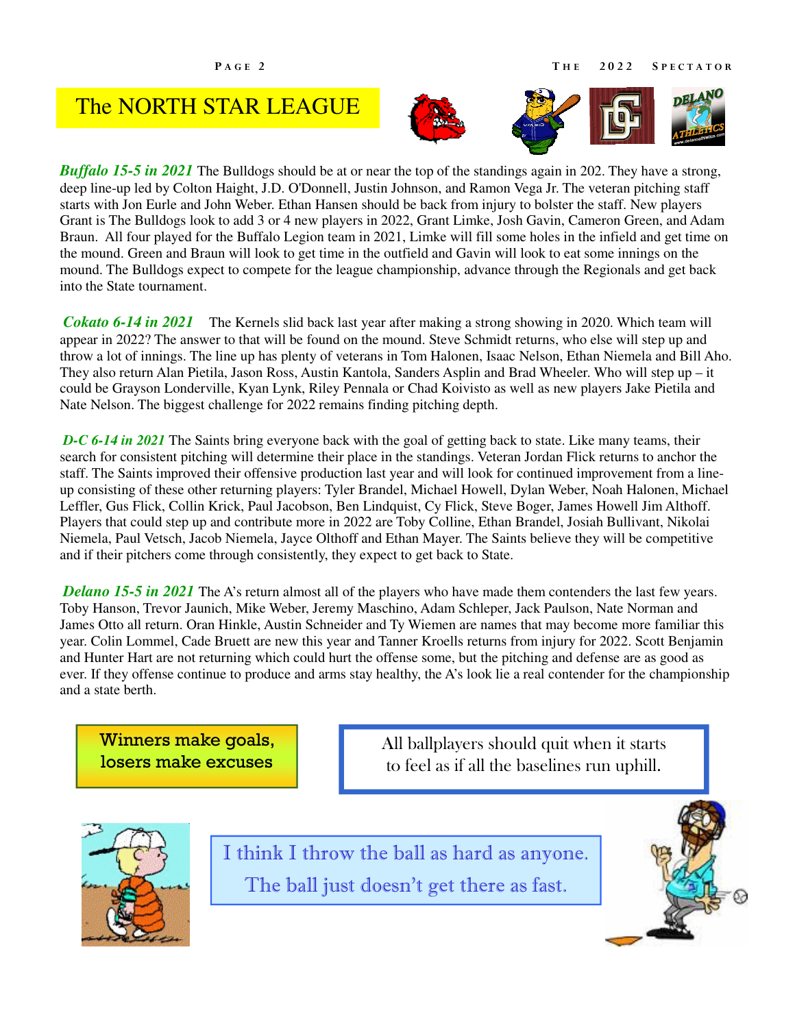# The NORTH STAR LEAGUE

***Buffalo 15-5 in 2021*** The Bulldogs should be at or near the top of the standings again in 202. They have a strong, deep line-up led by Colton Haight, J.D. O'Donnell, Justin Johnson, and Ramon Vega Jr. The veteran pitching staff starts with Jon Eurle and John Weber. Ethan Hansen should be back from injury to bolster the staff. New players Grant is The Bulldogs look to add 3 or 4 new players in 2022, Grant Limke, Josh Gavin, Cameron Green, and Adam Braun. All four played for the Buffalo Legion team in 2021, Limke will fill some holes in the infield and get time on the mound. Green and Braun will look to get time in the outfield and Gavin will look to eat some innings on the mound. The Bulldogs expect to compete for the league championship, advance through the Regionals and get back into the State tournament.

***Cokato 6-14 in 2021*** The Kernels slid back last year after making a strong showing in 2020. Which team will appear in 2022? The answer to that will be found on the mound. Steve Schmidt returns, who else will step up and throw a lot of innings. The line up has plenty of veterans in Tom Halonen, Isaac Nelson, Ethan Niemela and Bill Aho. They also return Alan Pietila, Jason Ross, Austin Kantola, Sanders Asplin and Brad Wheeler. Who will step up – it could be Grayson Londerville, Kyan Lynk, Riley Pennala or Chad Koivisto as well as new players Jake Pietila and Nate Nelson. The biggest challenge for 2022 remains finding pitching depth.

***D-C 6-14 in 2021*** The Saints bring everyone back with the goal of getting back to state. Like many teams, their search for consistent pitching will determine their place in the standings. Veteran Jordan Flick returns to anchor the staff. The Saints improved their offensive production last year and will look for continued improvement from a line-up consisting of these other returning players: Tyler Brandel, Michael Howell, Dylan Weber, Noah Halonen, Michael Leffler, Gus Flick, Collin Krick, Paul Jacobson, Ben Lindquist, Cy Flick, Steve Boger, James Howell Jim Althoff. Players that could step up and contribute more in 2022 are Toby Colline, Ethan Brandel, Josiah Bullivant, Nikolai Niemela, Paul Vetsch, Jacob Niemela, Jayce Olthoff and Ethan Mayer. The Saints believe they will be competitive and if their pitchers come through consistently, they expect to get back to State.

***Delano 15-5 in 2021*** The A's return almost all of the players who have made them contenders the last few years. Toby Hanson, Trevor Jaunich, Mike Weber, Jeremy Maschino, Adam Schleper, Jack Paulson, Nate Norman and James Otto all return. Oran Hinkle, Austin Schneider and Ty Wiemen are names that may become more familiar this year. Colin Lommel, Cade Bruett are new this year and Tanner Kroells returns from injury for 2022. Scott Benjamin and Hunter Hart are not returning which could hurt the offense some, but the pitching and defense are as good as ever. If they offense continue to produce and arms stay healthy, the A's look lie a real contender for the championship and a state berth.

Winners make goals, losers make excuses

All ballplayers should quit when it starts to feel as if all the baselines run uphill.

I think I throw the ball as hard as anyone. The ball just doesn't get there as fast.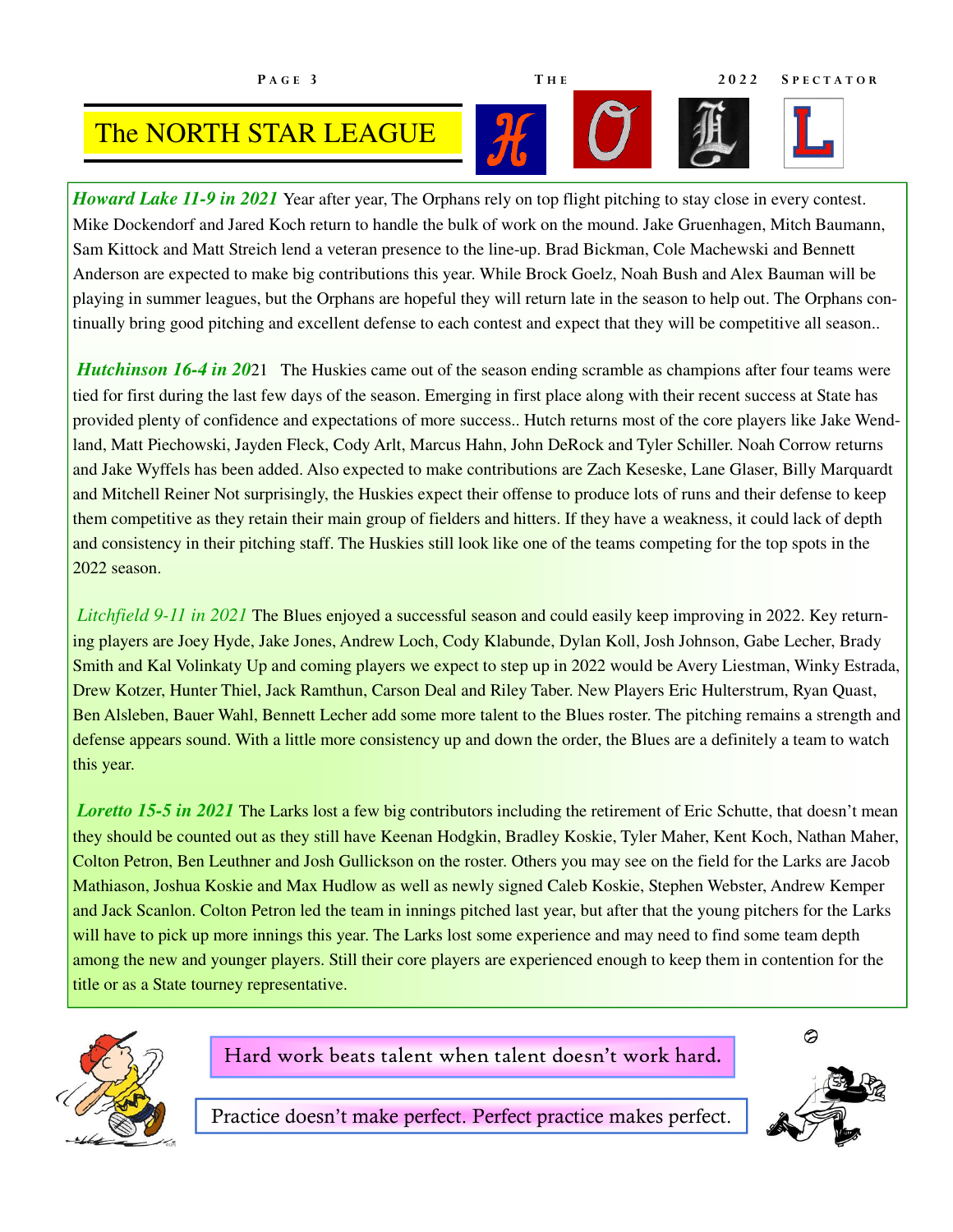# The NORTH STAR LEAGUE

***Howard Lake 11-9 in 2021*** Year after year, The Orphans rely on top flight pitching to stay close in every contest. Mike Dockendorf and Jared Koch return to handle the bulk of work on the mound. Jake Gruenhagen, Mitch Baumann, Sam Kittock and Matt Streich lend a veteran presence to the line-up. Brad Bickman, Cole Machewski and Bennett Anderson are expected to make big contributions this year. While Brock Goelz, Noah Bush and Alex Bauman will be playing in summer leagues, but the Orphans are hopeful they will return late in the season to help out. The Orphans continually bring good pitching and excellent defense to each contest and expect that they will be competitive all season..

***Hutchinson 16-4 in 20**21* The Huskies came out of the season ending scramble as champions after four teams were tied for first during the last few days of the season. Emerging in first place along with their recent success at State has provided plenty of confidence and expectations of more success.. Hutch returns most of the core players like Jake Wendland, Matt Piechowski, Jayden Fleck, Cody Arlt, Marcus Hahn, John DeRock and Tyler Schiller. Noah Corrow returns and Jake Wyffels has been added. Also expected to make contributions are Zach Keseske, Lane Glaser, Billy Marquardt and Mitchell Reiner Not surprisingly, the Huskies expect their offense to produce lots of runs and their defense to keep them competitive as they retain their main group of fielders and hitters. If they have a weakness, it could lack of depth and consistency in their pitching staff. The Huskies still look like one of the teams competing for the top spots in the 2022 season.

*Litchfield 9-11 in 2021* The Blues enjoyed a successful season and could easily keep improving in 2022. Key returning players are Joey Hyde, Jake Jones, Andrew Loch, Cody Klabunde, Dylan Koll, Josh Johnson, Gabe Lecher, Brady Smith and Kal Volinkaty Up and coming players we expect to step up in 2022 would be Avery Liestman, Winky Estrada, Drew Kotzer, Hunter Thiel, Jack Ramthun, Carson Deal and Riley Taber. New Players Eric Hulterstrum, Ryan Quast, Ben Alsleben, Bauer Wahl, Bennett Lecher add some more talent to the Blues roster. The pitching remains a strength and defense appears sound. With a little more consistency up and down the order, the Blues are a definitely a team to watch this year.

***Loretto 15-5 in 2021*** The Larks lost a few big contributors including the retirement of Eric Schutte, that doesn't mean they should be counted out as they still have Keenan Hodgkin, Bradley Koskie, Tyler Maher, Kent Koch, Nathan Maher, Colton Petron, Ben Leuthner and Josh Gullickson on the roster. Others you may see on the field for the Larks are Jacob Mathiason, Joshua Koskie and Max Hudlow as well as newly signed Caleb Koskie, Stephen Webster, Andrew Kemper and Jack Scanlon. Colton Petron led the team in innings pitched last year, but after that the young pitchers for the Larks will have to pick up more innings this year. The Larks lost some experience and may need to find some team depth among the new and younger players. Still their core players are experienced enough to keep them in contention for the title or as a State tourney representative.

Hard work beats talent when talent doesn't work hard.

Practice doesn't make perfect. Perfect practice makes perfect.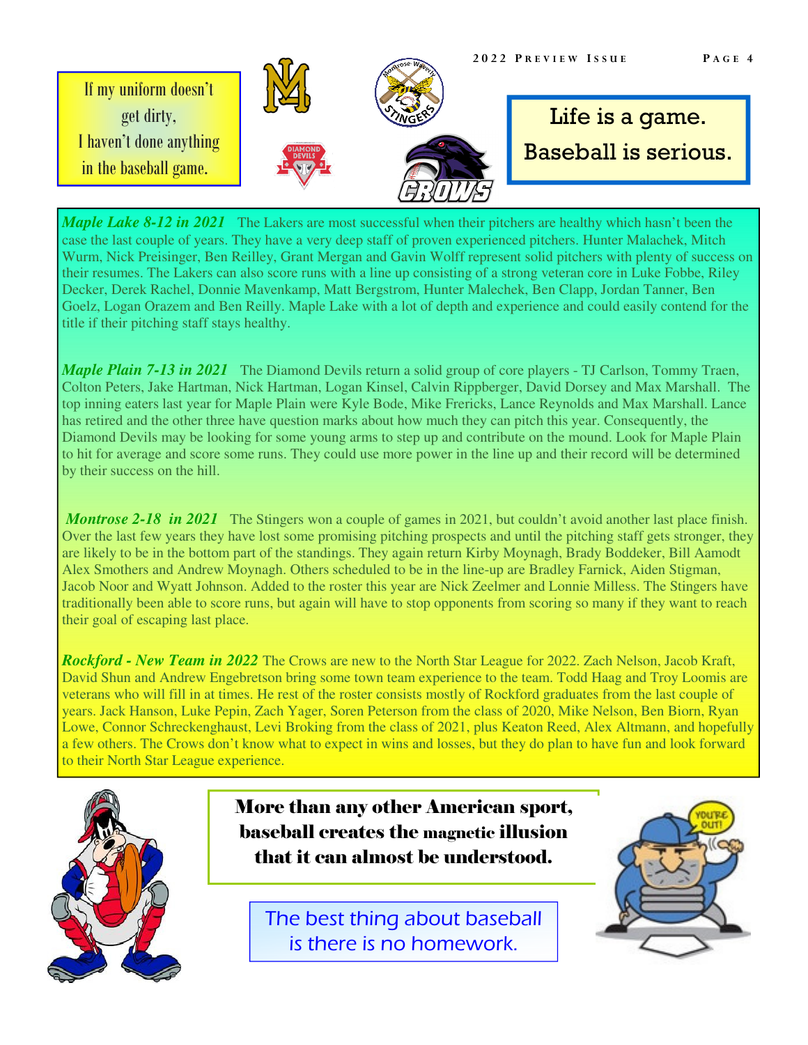If my uniform doesn't get dirty,
I haven't done anything
in the baseball game.

Life is a game.
Baseball is serious.

***Maple Lake 8-12 in 2021*** The Lakers are most successful when their pitchers are healthy which hasn't been the case the last couple of years. They have a very deep staff of proven experienced pitchers. Hunter Malachek, Mitch Wurm, Nick Preisinger, Ben Reilley, Grant Mergan and Gavin Wolff represent solid pitchers with plenty of success on their resumes. The Lakers can also score runs with a line up consisting of a strong veteran core in Luke Fobbe, Riley Decker, Derek Rachel, Donnie Mavenkamp, Matt Bergstrom, Hunter Malechek, Ben Clapp, Jordan Tanner, Ben Goelz, Logan Orazem and Ben Reilly. Maple Lake with a lot of depth and experience and could easily contend for the title if their pitching staff stays healthy.

***Maple Plain 7-13 in 2021*** The Diamond Devils return a solid group of core players - TJ Carlson, Tommy Traen, Colton Peters, Jake Hartman, Nick Hartman, Logan Kinsel, Calvin Rippberger, David Dorsey and Max Marshall. The top inning eaters last year for Maple Plain were Kyle Bode, Mike Frericks, Lance Reynolds and Max Marshall. Lance has retired and the other three have question marks about how much they can pitch this year. Consequently, the Diamond Devils may be looking for some young arms to step up and contribute on the mound. Look for Maple Plain to hit for average and score some runs. They could use more power in the line up and their record will be determined by their success on the hill.

***Montrose 2-18 in 2021*** The Stingers won a couple of games in 2021, but couldn't avoid another last place finish. Over the last few years they have lost some promising pitching prospects and until the pitching staff gets stronger, they are likely to be in the bottom part of the standings. They again return Kirby Moynagh, Brady Boddeker, Bill Aamodt Alex Smothers and Andrew Moynagh. Others scheduled to be in the line-up are Bradley Farnick, Aiden Stigman, Jacob Noor and Wyatt Johnson. Added to the roster this year are Nick Zeelmer and Lonnie Milless. The Stingers have traditionally been able to score runs, but again will have to stop opponents from scoring so many if they want to reach their goal of escaping last place.

***Rockford - New Team in 2022*** The Crows are new to the North Star League for 2022. Zach Nelson, Jacob Kraft, David Shun and Andrew Engebretson bring some town team experience to the team. Todd Haag and Troy Loomis are veterans who will fill in at times. He rest of the roster consists mostly of Rockford graduates from the last couple of years. Jack Hanson, Luke Pepin, Zach Yager, Soren Peterson from the class of 2020, Mike Nelson, Ben Biorn, Ryan Lowe, Connor Schreckenghaust, Levi Broking from the class of 2021, plus Keaton Reed, Alex Altmann, and hopefully a few others. The Crows don't know what to expect in wins and losses, but they do plan to have fun and look forward to their North Star League experience.

**More than any other American sport, baseball creates the magnetic illusion that it can almost be understood.**

The best thing about baseball
is there is no homework.